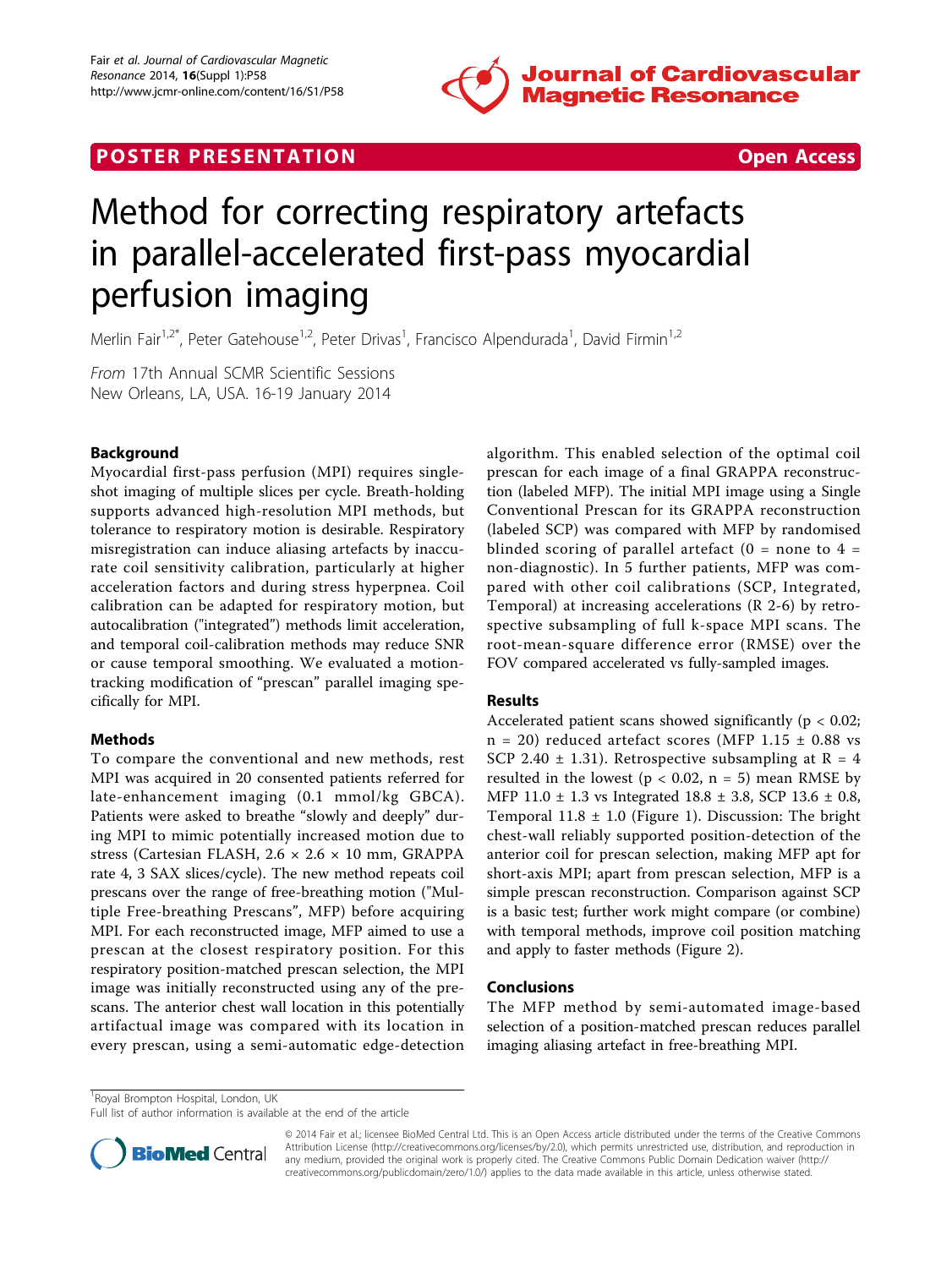POSTER PRESENTATION Open Access

# Method for correcting respiratory artefacts in parallel-accelerated first-pass myocardial perfusion imaging

Merlin Fair[1,2*], Peter Gatehouse[1,2], Peter Drivas[1], Francisco Alpendurada[1], David Firmin[1,2]

*From* 17th Annual SCMR Scientific Sessions
New Orleans, LA, USA. 16-19 January 2014

## Background

Myocardial first-pass perfusion (MPI) requires single-shot imaging of multiple slices per cycle. Breath-holding supports advanced high-resolution MPI methods, but tolerance to respiratory motion is desirable. Respiratory misregistration can induce aliasing artefacts by inaccurate coil sensitivity calibration, particularly at higher acceleration factors and during stress hyperpnea. Coil calibration can be adapted for respiratory motion, but autocalibration ("integrated") methods limit acceleration, and temporal coil-calibration methods may reduce SNR or cause temporal smoothing. We evaluated a motion-tracking modification of "prescan" parallel imaging specifically for MPI.

## Methods

To compare the conventional and new methods, rest MPI was acquired in 20 consented patients referred for late-enhancement imaging (0.1 mmol/kg GBCA). Patients were asked to breathe "slowly and deeply" during MPI to mimic potentially increased motion due to stress (Cartesian FLASH, 2.6 × 2.6 × 10 mm, GRAPPA rate 4, 3 SAX slices/cycle). The new method repeats coil prescans over the range of free-breathing motion ("Multiple Free-breathing Prescans", MFP) before acquiring MPI. For each reconstructed image, MFP aimed to use a prescan at the closest respiratory position. For this respiratory position-matched prescan selection, the MPI image was initially reconstructed using any of the prescans. The anterior chest wall location in this potentially artifactual image was compared with its location in every prescan, using a semi-automatic edge-detection algorithm. This enabled selection of the optimal coil prescan for each image of a final GRAPPA reconstruction (labeled MFP). The initial MPI image using a Single Conventional Prescan for its GRAPPA reconstruction (labeled SCP) was compared with MFP by randomised blinded scoring of parallel artefact (0 = none to 4 = non-diagnostic). In 5 further patients, MFP was compared with other coil calibrations (SCP, Integrated, Temporal) at increasing accelerations (R 2-6) by retrospective subsampling of full k-space MPI scans. The root-mean-square difference error (RMSE) over the FOV compared accelerated vs fully-sampled images.

## Results

Accelerated patient scans showed significantly ($p < 0.02$; $n = 20$) reduced artefact scores (MFP 1.15 ± 0.88 vs SCP 2.40 ± 1.31). Retrospective subsampling at $R = 4$ resulted in the lowest ($p < 0.02$, $n = 5$) mean RMSE by MFP 11.0 ± 1.3 vs Integrated 18.8 ± 3.8, SCP 13.6 ± 0.8, Temporal 11.8 ± 1.0 (Figure 1). Discussion: The bright chest-wall reliably supported position-detection of the anterior coil for prescan selection, making MFP apt for short-axis MPI; apart from prescan selection, MFP is a simple prescan reconstruction. Comparison against SCP is a basic test; further work might compare (or combine) with temporal methods, improve coil position matching and apply to faster methods (Figure 2).

## Conclusions

The MFP method by semi-automated image-based selection of a position-matched prescan reduces parallel imaging aliasing artefact in free-breathing MPI.

[1]Royal Brompton Hospital, London, UK
Full list of author information is available at the end of the article

© 2014 Fair et al.; licensee BioMed Central Ltd. This is an Open Access article distributed under the terms of the Creative Commons Attribution License (http://creativecommons.org/licenses/by/2.0), which permits unrestricted use, distribution, and reproduction in any medium, provided the original work is properly cited. The Creative Commons Public Domain Dedication waiver (http://creativecommons.org/publicdomain/zero/1.0/) applies to the data made available in this article, unless otherwise stated.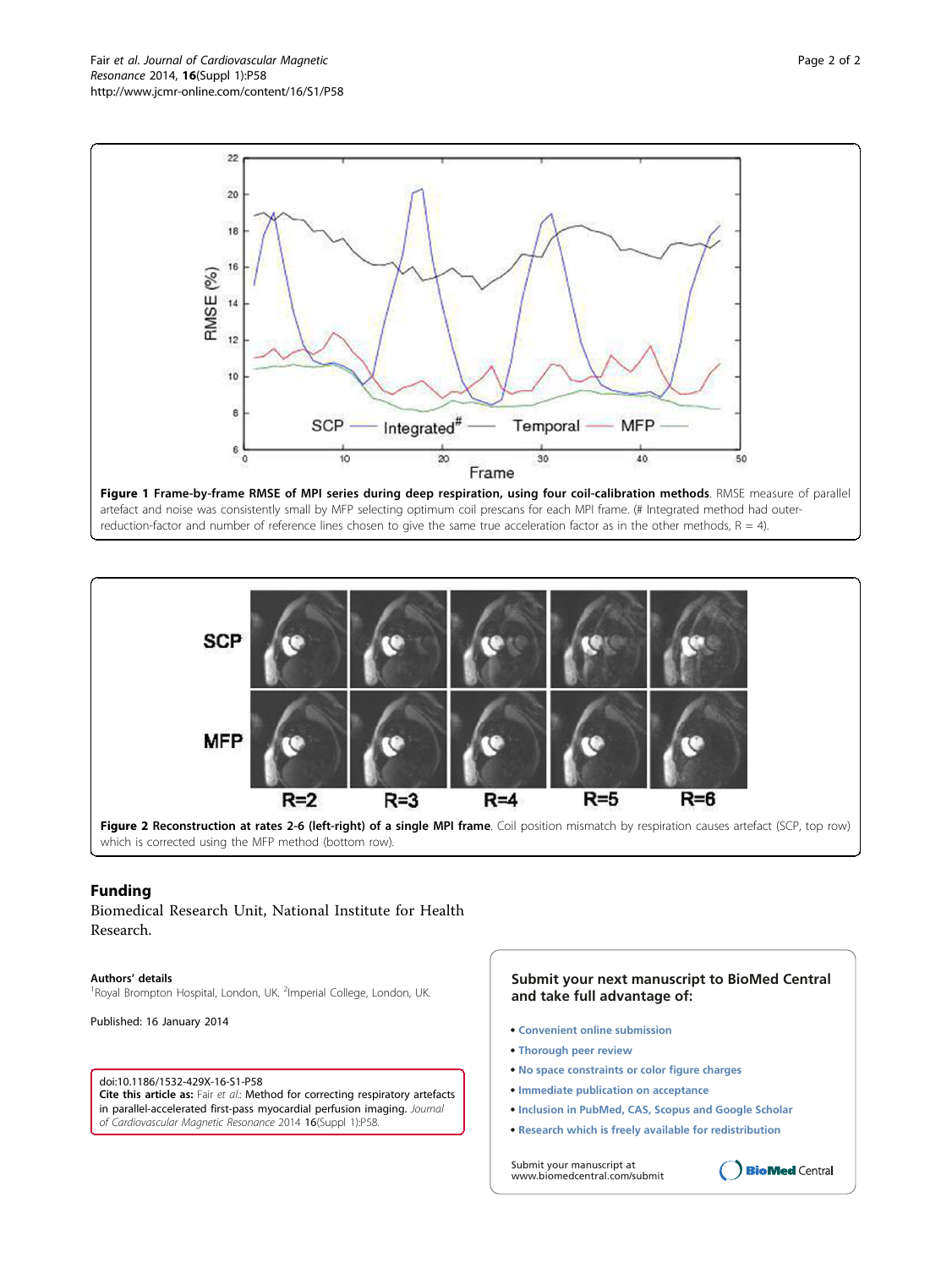22
20
18
16
14
12
10
8
6
RMSE (%)
0
10
20
30
40
50
Frame
SCP — Integrated[#] — Temporal — MFP —

**Figure 1 Frame-by-frame RMSE of MPI series during deep respiration, using four coil-calibration methods**. RMSE measure of parallel artefact and noise was consistently small by MFP selecting optimum coil prescans for each MPI frame. (# Integrated method had outer-reduction-factor and number of reference lines chosen to give the same true acceleration factor as in the other methods, R = 4).

SCP
MFP
R=2
R=3
R=4
R=5
R=6

**Figure 2 Reconstruction at rates 2-6 (left-right) of a single MPI frame**. Coil position mismatch by respiration causes artefact (SCP, top row) which is corrected using the MFP method (bottom row).

## Funding

Biomedical Research Unit, National Institute for Health Research.

### Authors' details

[1]Royal Brompton Hospital, London, UK. [2]Imperial College, London, UK.

Published: 16 January 2014

doi:10.1186/1532-429X-16-S1-P58
**Cite this article as:** Fair *et al.*: Method for correcting respiratory artefacts in parallel-accelerated first-pass myocardial perfusion imaging. *Journal of Cardiovascular Magnetic Resonance* 2014 **16**(Suppl 1):P58.

**Submit your next manuscript to BioMed Central and take full advantage of:**

- Convenient online submission
- Thorough peer review
- No space constraints or color figure charges
- Immediate publication on acceptance
- Inclusion in PubMed, CAS, Scopus and Google Scholar
- Research which is freely available for redistribution

Submit your manuscript at
www.biomedcentral.com/submit

BioMed Central